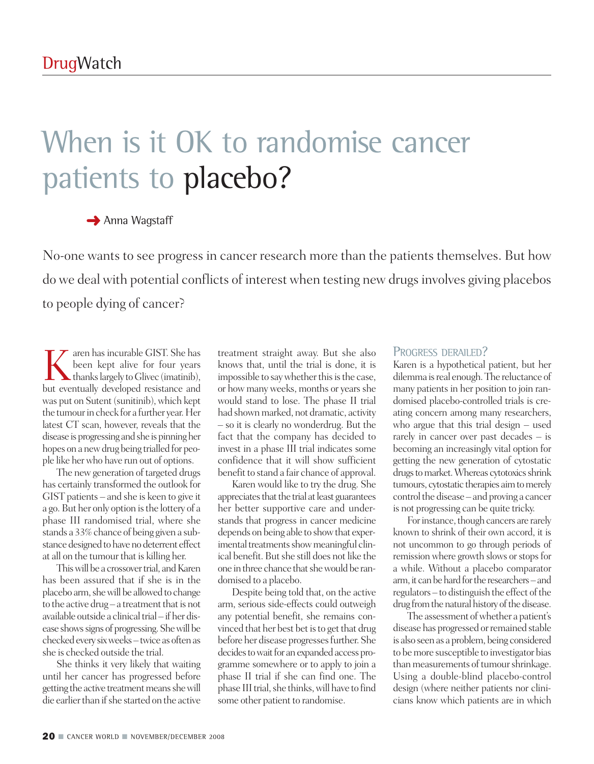# When is it OK to randomise cancer patients to placebo?

Anna Wagstaff

No-one wants to see progress in cancer research more than the patients themselves. But how do we deal with potential conflicts of interest when testing new drugs involves giving placebos to people dying of cancer?

Karen has incurable GIST. She has been kept alive for four years thanks largely to Glivec (imatinib), but eventually developed resistance and was put on Sutent (sunitinib), which kept the tumour in check for a further year. Her latest CT scan, however, reveals that the disease is progressing and she is pinning her hopes on a new drug being trialled for people like her who have run out of options.

The new generation of targeted drugs has certainly transformed the outlook for GIST patients – and she is keen to give it a go. But her only option is the lottery of a phase III randomised trial, where she stands a 33% chance of being given a substance designed to have no deterrent effect at all on the tumour that is killing her.

This will be a crossover trial, and Karen has been assured that if she is in the placebo arm, she will be allowed to change to the active drug – a treatment that is not available outside a clinical trial – if her disease shows signs of progressing. She will be checked every six weeks – twice as often as she is checked outside the trial.

She thinks it very likely that waiting until her cancer has progressed before getting the active treatment means she will die earlier than if she started on the active treatment straight away. But she also knows that, until the trial is done, it is impossible to say whether this is the case, or how many weeks, months or years she would stand to lose. The phase II trial had shown marked, not dramatic, activity – so it is clearly no wonderdrug. But the fact that the company has decided to invest in a phase III trial indicates some confidence that it will show sufficient benefit to stand a fair chance of approval.

Karen would like to try the drug. She appreciates that the trial at least guarantees her better supportive care and understands that progress in cancer medicine depends on being able to show that experimental treatments show meaningful clinical benefit. But she still does not like the one in three chance that she would be randomised to a placebo.

Despite being told that, on the active arm, serious side-effects could outweigh any potential benefit, she remains convinced that her best bet is to get that drug before her disease progresses further. She decides to wait for an expanded access programme somewhere or to apply to join a phase II trial if she can find one. The phase III trial, she thinks, will have to find some other patient to randomise.

## PROGRESS DERAILED?

Karen is a hypothetical patient, but her dilemma is real enough. The reluctance of many patients in her position to join randomised placebo-controlled trials is creating concern among many researchers, who argue that this trial design – used rarely in cancer over past decades – is becoming an increasingly vital option for getting the new generation of cytostatic drugs to market. Whereas cytotoxics shrink tumours, cytostatic therapies aim to merely control the disease – and proving a cancer is not progressing can be quite tricky.

For instance, though cancers are rarely known to shrink of their own accord, it is not uncommon to go through periods of remission where growth slows or stops for a while. Without a placebo comparator arm, it can be hard for the researchers – and regulators – to distinguish the effect of the drug from the natural history of the disease.

The assessment of whether a patient's disease has progressed or remained stable is also seen as a problem, being considered to be more susceptible to investigator bias than measurements of tumour shrinkage. Using a double-blind placebo-control design (where neither patients nor clinicians know which patients are in which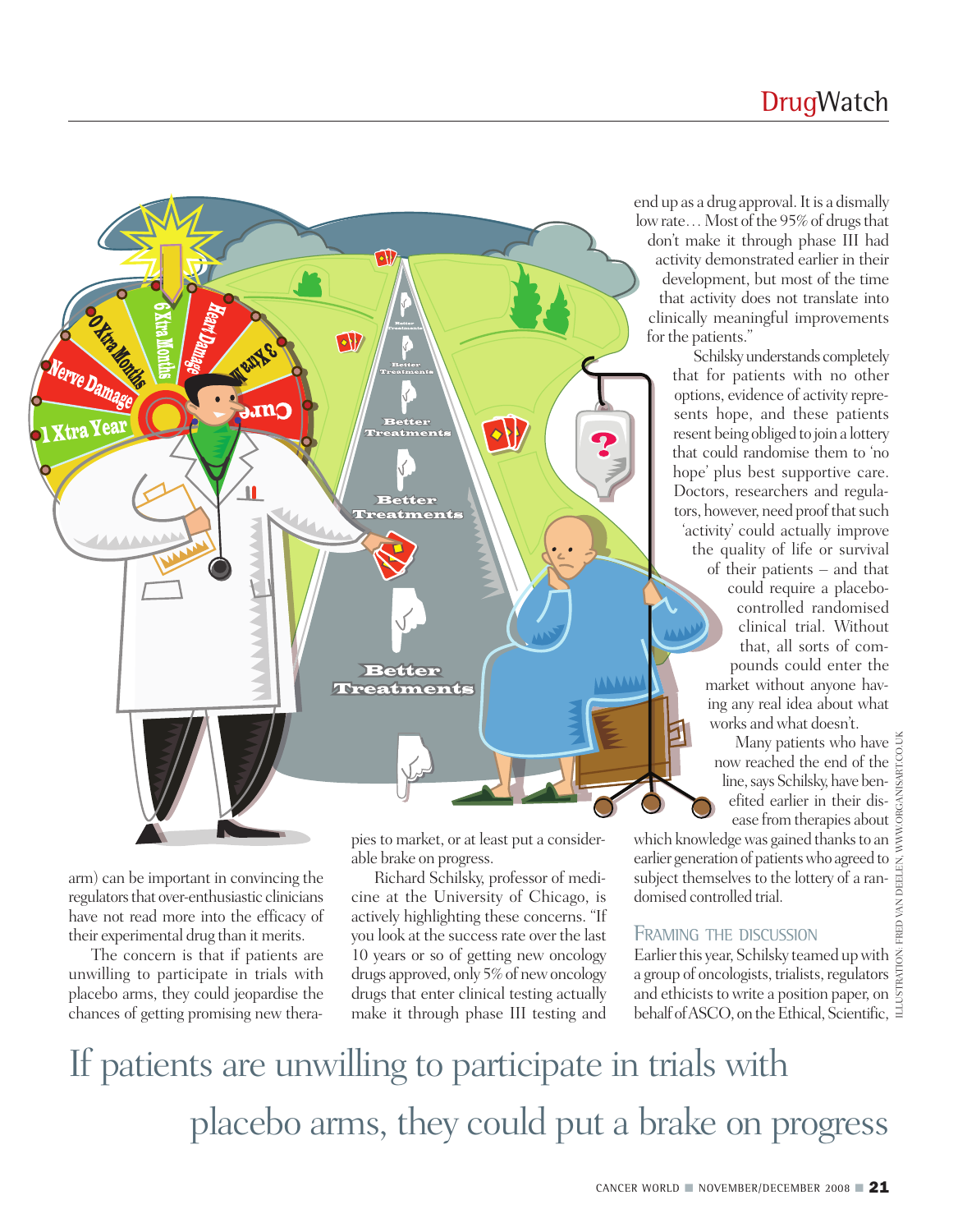arm) can be important in convincing the regulators that over-enthusiastic clinicians have not read more into the efficacy of their experimental drug than it merits.

The concern is that if patients are unwilling to participate in trials with placebo arms, they could jeopardise the chances of getting promising new therapies to market, or at least put a considerable brake on progress.

Richard Schilsky, professor of medicine at the University of Chicago, is actively highlighting these concerns. "If you look at the success rate over the last 10 years or so of getting new oncology drugs approved, only 5% of new oncology drugs that enter clinical testing actually make it through phase III testing and end up as a drug approval. It is a dismally low rate… Most of the 95% of drugs that don't make it through phase III had activity demonstrated earlier in their development, but most of the time that activity does not translate into clinically meaningful improvements for the patients."

Schilsky understands completely that for patients with no other options, evidence of activity represents hope, and these patients resent being obliged to join a lottery that could randomise them to 'no hope' plus best supportive care. Doctors, researchers and regulators, however, need proof that such 'activity' could actually improve the quality of life or survival of their patients – and that could require a placebo-controlled randomised clinical trial. Without that, all sorts of compounds could enter the market without anyone having any real idea about what works and what doesn't.

Many patients who have now reached the end of the line, says Schilsky, have benefited earlier in their disease from therapies about which knowledge was gained thanks to an earlier generation of patients who agreed to subject themselves to the lottery of a randomised controlled trial.

## Framing the discussion

Earlier this year, Schilsky teamed up with a group of oncologists, trialists, regulators and ethicists to write a position paper, on behalf of ASCO, on the Ethical, Scientific,

ILLUSTRATION: FRED VAN DEELEN, WWW.ORGANISART.CO.UK

If patients are unwilling to participate in trials with placebo arms, they could put a brake on progress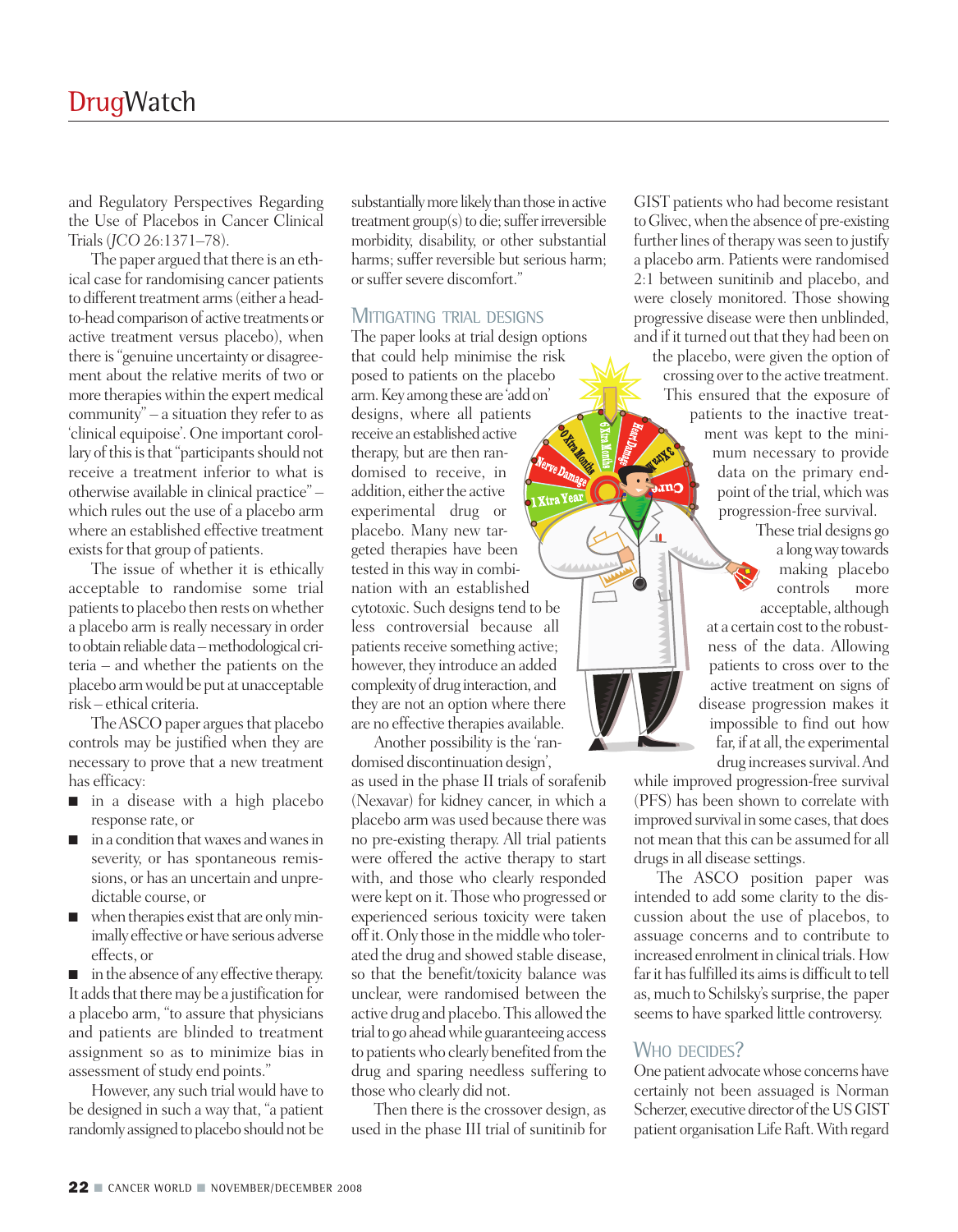and Regulatory Perspectives Regarding the Use of Placebos in Cancer Clinical Trials (*JCO* 26:1371–78).

The paper argued that there is an ethical case for randomising cancer patients to different treatment arms (either a head-to-head comparison of active treatments or active treatment versus placebo), when there is "genuine uncertainty or disagreement about the relative merits of two or more therapies within the expert medical community" – a situation they refer to as 'clinical equipoise'. One important corollary of this is that "participants should not receive a treatment inferior to what is otherwise available in clinical practice" – which rules out the use of a placebo arm where an established effective treatment exists for that group of patients.

The issue of whether it is ethically acceptable to randomise some trial patients to placebo then rests on whether a placebo arm is really necessary in order to obtain reliable data – methodological criteria – and whether the patients on the placebo arm would be put at unacceptable risk – ethical criteria.

The ASCO paper argues that placebo controls may be justified when they are necessary to prove that a new treatment has efficacy:

- in a disease with a high placebo response rate, or
- in a condition that waxes and wanes in severity, or has spontaneous remissions, or has an uncertain and unpredictable course, or
- when therapies exist that are only minimally effective or have serious adverse effects, or
- in the absence of any effective therapy.

It adds that there may be a justification for a placebo arm, "to assure that physicians and patients are blinded to treatment assignment so as to minimize bias in assessment of study end points."

However, any such trial would have to be designed in such a way that, "a patient randomly assigned to placebo should not be substantially more likely than those in active treatment group(s) to die; suffer irreversible morbidity, disability, or other substantial harms; suffer reversible but serious harm; or suffer severe discomfort."

## Mitigating trial designs

The paper looks at trial design options that could help minimise the risk posed to patients on the placebo arm. Key among these are 'add on' designs, where all patients receive an established active therapy, but are then randomised to receive, in addition, either the active experimental drug or placebo. Many new targeted therapies have been tested in this way in combination with an established cytotoxic. Such designs tend to be less controversial because all patients receive something active; however, they introduce an added complexity of drug interaction, and they are not an option where there are no effective therapies available.

Another possibility is the 'randomised discontinuation design', as used in the phase II trials of sorafenib (Nexavar) for kidney cancer, in which a placebo arm was used because there was no pre-existing therapy. All trial patients were offered the active therapy to start with, and those who clearly responded were kept on it. Those who progressed or experienced serious toxicity were taken off it. Only those in the middle who tolerated the drug and showed stable disease, so that the benefit/toxicity balance was unclear, were randomised between the active drug and placebo. This allowed the trial to go ahead while guaranteeing access to patients who clearly benefited from the drug and sparing needless suffering to those who clearly did not.

Then there is the crossover design, as used in the phase III trial of sunitinib for GIST patients who had become resistant to Glivec, when the absence of pre-existing further lines of therapy was seen to justify a placebo arm. Patients were randomised 2:1 between sunitinib and placebo, and were closely monitored. Those showing progressive disease were then unblinded, and if it turned out that they had been on the placebo, were given the option of crossing over to the active treatment. This ensured that the exposure of patients to the inactive treatment was kept to the minimum necessary to provide data on the primary endpoint of the trial, which was progression-free survival.

These trial designs go a long way towards making placebo controls more acceptable, although at a certain cost to the robustness of the data. Allowing patients to cross over to the active treatment on signs of disease progression makes it impossible to find out how far, if at all, the experimental drug increases survival. And while improved progression-free survival (PFS) has been shown to correlate with improved survival in some cases, that does not mean that this can be assumed for all drugs in all disease settings.

The ASCO position paper was intended to add some clarity to the discussion about the use of placebos, to assuage concerns and to contribute to increased enrolment in clinical trials. How far it has fulfilled its aims is difficult to tell as, much to Schilsky's surprise, the paper seems to have sparked little controversy.

## Who decides?

One patient advocate whose concerns have certainly not been assuaged is Norman Scherzer, executive director of the US GIST patient organisation Life Raft. With regard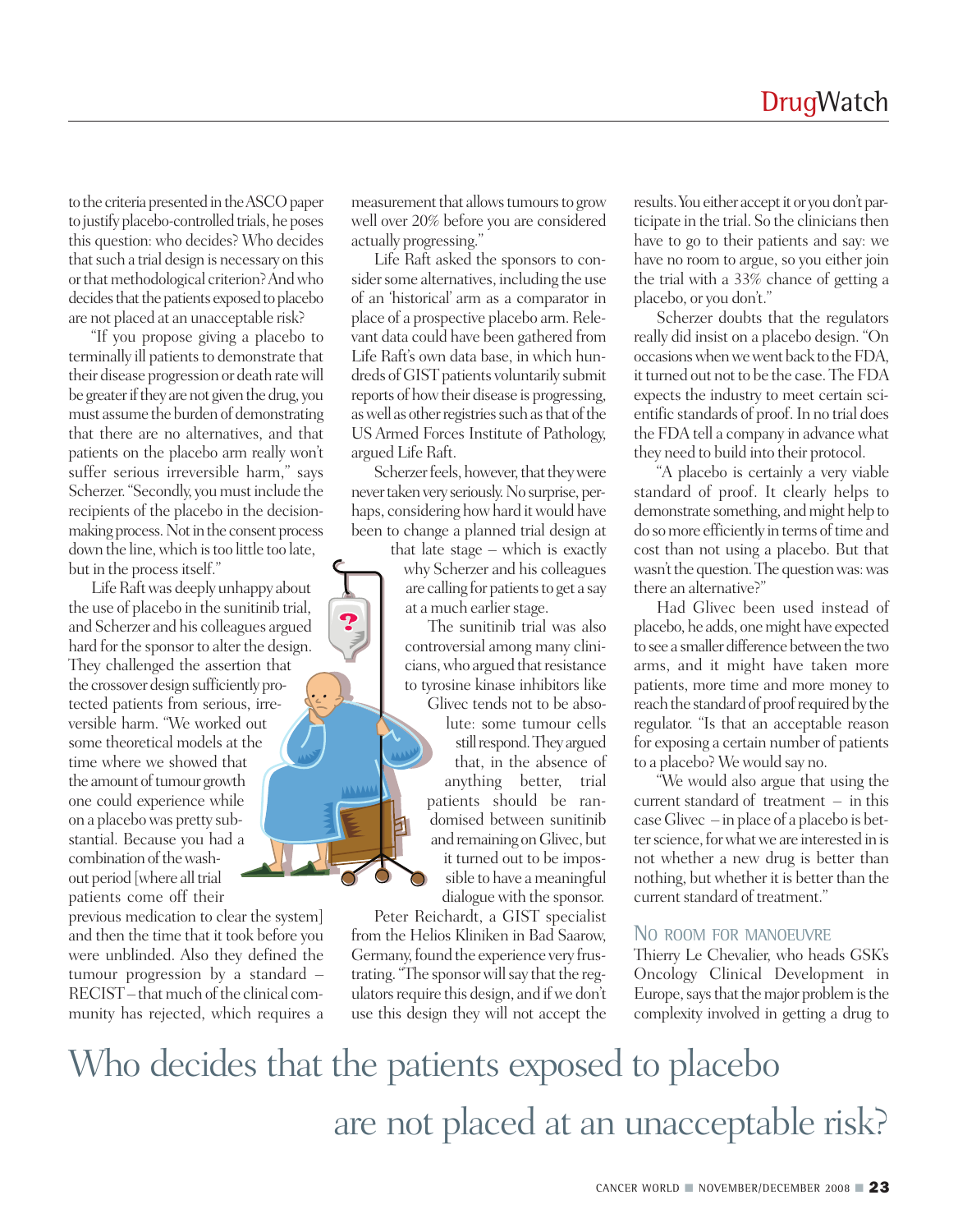to the criteria presented in the ASCO paper to justify placebo-controlled trials, he poses this question: who decides? Who decides that such a trial design is necessary on this or that methodological criterion? And who decides that the patients exposed to placebo are not placed at an unacceptable risk?

"If you propose giving a placebo to terminally ill patients to demonstrate that their disease progression or death rate will be greater if they are not given the drug, you must assume the burden of demonstrating that there are no alternatives, and that patients on the placebo arm really won't suffer serious irreversible harm," says Scherzer. "Secondly, you must include the recipients of the placebo in the decision-making process. Not in the consent process down the line, which is too little too late, but in the process itself."

Life Raft was deeply unhappy about the use of placebo in the sunitinib trial, and Scherzer and his colleagues argued hard for the sponsor to alter the design. They challenged the assertion that the crossover design sufficiently protected patients from serious, irreversible harm. "We worked out some theoretical models at the time where we showed that the amount of tumour growth one could experience while on a placebo was pretty substantial. Because you had a combination of the wash-out period [where all trial patients come off their previous medication to clear the system] and then the time that it took before you were unblinded. Also they defined the tumour progression by a standard – RECIST – that much of the clinical community has rejected, which requires a measurement that allows tumours to grow well over 20% before you are considered actually progressing."

Life Raft asked the sponsors to consider some alternatives, including the use of an 'historical' arm as a comparator in place of a prospective placebo arm. Relevant data could have been gathered from Life Raft's own data base, in which hundreds of GIST patients voluntarily submit reports of how their disease is progressing, as well as other registries such as that of the US Armed Forces Institute of Pathology, argued Life Raft.

Scherzer feels, however, that they were never taken very seriously. No surprise, perhaps, considering how hard it would have been to change a planned trial design at that late stage – which is exactly why Scherzer and his colleagues are calling for patients to get a say at a much earlier stage.

The sunitinib trial was also controversial among many clinicians, who argued that resistance to tyrosine kinase inhibitors like Glivec tends not to be absolute: some tumour cells still respond. They argued that, in the absence of anything better, trial patients should be randomised between sunitinib and remaining on Glivec, but it turned out to be impossible to have a meaningful dialogue with the sponsor.

Peter Reichardt, a GIST specialist from the Helios Kliniken in Bad Saarow, Germany, found the experience very frustrating. "The sponsor will say that the regulators require this design, and if we don't use this design they will not accept the results. You either accept it or you don't participate in the trial. So the clinicians then have to go to their patients and say: we have no room to argue, so you either join the trial with a 33% chance of getting a placebo, or you don't."

Scherzer doubts that the regulators really did insist on a placebo design. "On occasions when we went back to the FDA, it turned out not to be the case. The FDA expects the industry to meet certain scientific standards of proof. In no trial does the FDA tell a company in advance what they need to build into their protocol.

"A placebo is certainly a very viable standard of proof. It clearly helps to demonstrate something, and might help to do so more efficiently in terms of time and cost than not using a placebo. But that wasn't the question. The question was: was there an alternative?"

Had Glivec been used instead of placebo, he adds, one might have expected to see a smaller difference between the two arms, and it might have taken more patients, more time and more money to reach the standard of proof required by the regulator. "Is that an acceptable reason for exposing a certain number of patients to a placebo? We would say no.

"We would also argue that using the current standard of treatment – in this case Glivec – in place of a placebo is better science, for what we are interested in is not whether a new drug is better than nothing, but whether it is better than the current standard of treatment."

## No room for manoeuvre

Thierry Le Chevalier, who heads GSK's Oncology Clinical Development in Europe, says that the major problem is the complexity involved in getting a drug to

Who decides that the patients exposed to placebo are not placed at an unacceptable risk?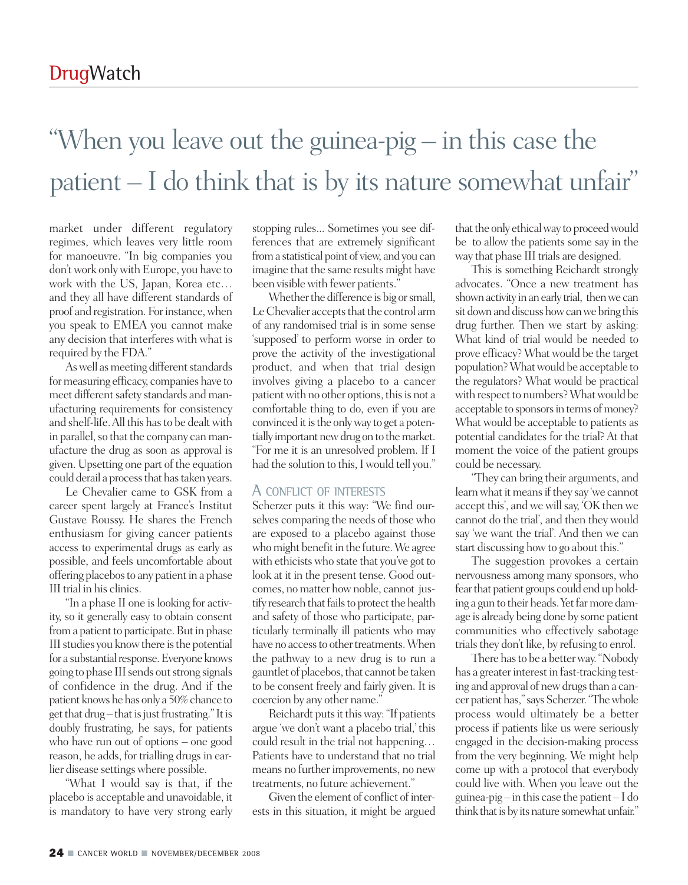“When you leave out the guinea-pig – in this case the patient – I do think that is by its nature somewhat unfair”

market under different regulatory regimes, which leaves very little room for manoeuvre. “In big companies you don’t work only with Europe, you have to work with the US, Japan, Korea etc… and they all have different standards of proof and registration. For instance, when you speak to EMEA you cannot make any decision that interferes with what is required by the FDA.”

As well as meeting different standards for measuring efficacy, companies have to meet different safety standards and manufacturing requirements for consistency and shelf-life. All this has to be dealt with in parallel, so that the company can manufacture the drug as soon as approval is given. Upsetting one part of the equation could derail a process that has taken years.

Le Chevalier came to GSK from a career spent largely at France’s Institut Gustave Roussy. He shares the French enthusiasm for giving cancer patients access to experimental drugs as early as possible, and feels uncomfortable about offering placebos to any patient in a phase III trial in his clinics.

“In a phase II one is looking for activity, so it generally easy to obtain consent from a patient to participate. But in phase III studies you know there is the potential for a substantial response. Everyone knows going to phase III sends out strong signals of confidence in the drug. And if the patient knows he has only a 50% chance to get that drug – that is just frustrating.” It is doubly frustrating, he says, for patients who have run out of options – one good reason, he adds, for trialling drugs in earlier disease settings where possible.

“What I would say is that, if the placebo is acceptable and unavoidable, it is mandatory to have very strong early stopping rules... Sometimes you see differences that are extremely significant from a statistical point of view, and you can imagine that the same results might have been visible with fewer patients.”

Whether the difference is big or small, Le Chevalier accepts that the control arm of any randomised trial is in some sense ‘supposed’ to perform worse in order to prove the activity of the investigational product, and when that trial design involves giving a placebo to a cancer patient with no other options, this is not a comfortable thing to do, even if you are convinced it is the only way to get a potentially important new drug on to the market. “For me it is an unresolved problem. If I had the solution to this, I would tell you.”

## A CONFLICT OF INTERESTS

Scherzer puts it this way: “We find ourselves comparing the needs of those who are exposed to a placebo against those who might benefit in the future. We agree with ethicists who state that you’ve got to look at it in the present tense. Good outcomes, no matter how noble, cannot justify research that fails to protect the health and safety of those who participate, particularly terminally ill patients who may have no access to other treatments. When the pathway to a new drug is to run a gauntlet of placebos, that cannot be taken to be consent freely and fairly given. It is coercion by any other name.”

Reichardt puts it this way: “If patients argue ‘we don’t want a placebo trial,’ this could result in the trial not happening… Patients have to understand that no trial means no further improvements, no new treatments, no future achievement.”

Given the element of conflict of interests in this situation, it might be argued that the only ethical way to proceed would be to allow the patients some say in the way that phase III trials are designed.

This is something Reichardt strongly advocates. “Once a new treatment has shown activity in an early trial, then we can sit down and discuss how can we bring this drug further. Then we start by asking: What kind of trial would be needed to prove efficacy? What would be the target population? What would be acceptable to the regulators? What would be practical with respect to numbers? What would be acceptable to sponsors in terms of money? What would be acceptable to patients as potential candidates for the trial? At that moment the voice of the patient groups could be necessary.

“They can bring their arguments, and learn what it means if they say ‘we cannot accept this’, and we will say, ‘OK then we cannot do the trial’, and then they would say ‘we want the trial’. And then we can start discussing how to go about this.”

The suggestion provokes a certain nervousness among many sponsors, who fear that patient groups could end up holding a gun to their heads. Yet far more damage is already being done by some patient communities who effectively sabotage trials they don’t like, by refusing to enrol.

There has to be a better way. “Nobody has a greater interest in fast-tracking testing and approval of new drugs than a cancer patient has,” says Scherzer. “The whole process would ultimately be a better process if patients like us were seriously engaged in the decision-making process from the very beginning. We might help come up with a protocol that everybody could live with. When you leave out the guinea-pig – in this case the patient – I do think that is by its nature somewhat unfair.”